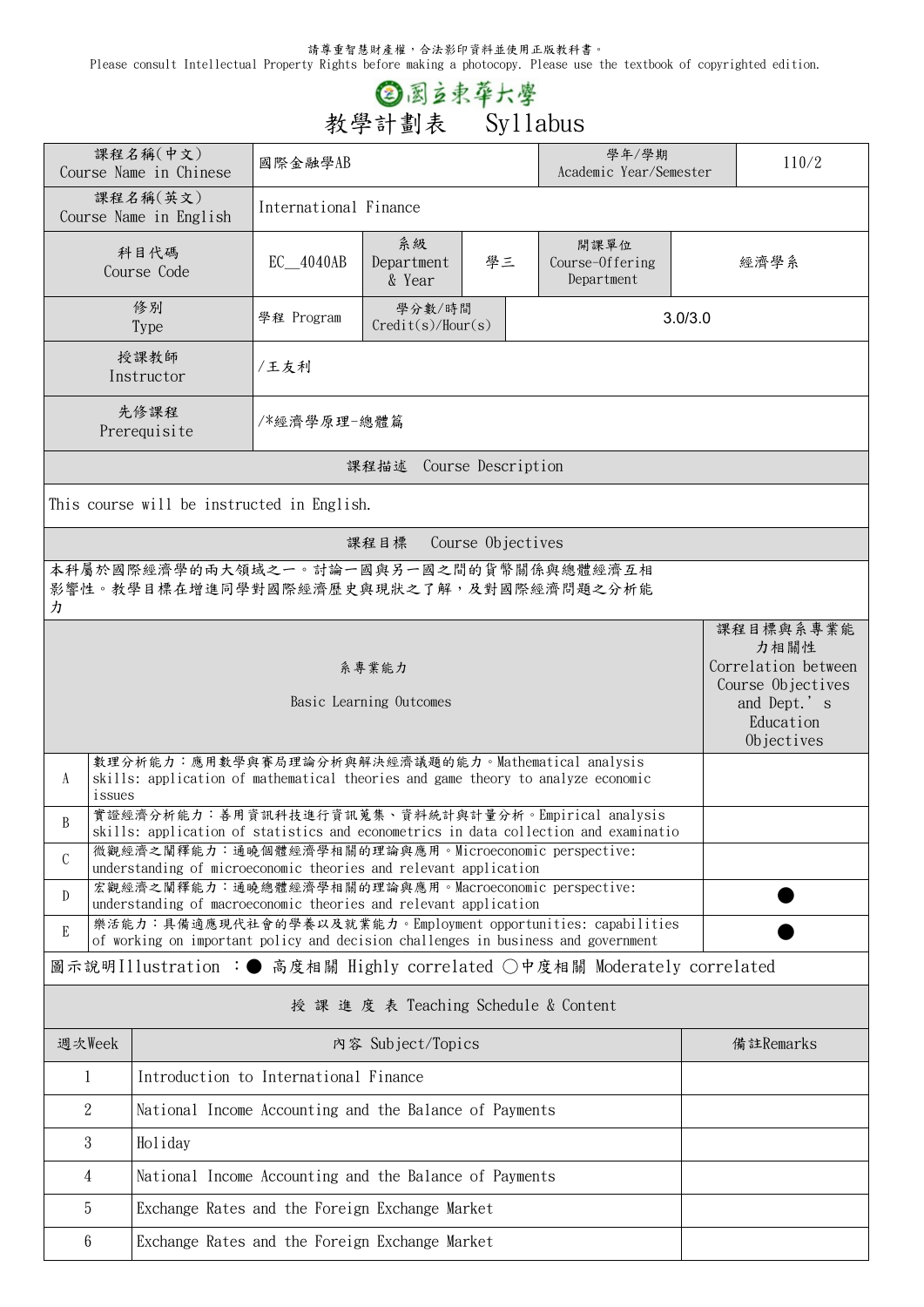請尊重智慧財產權，合法影印資料並使用正版教科書。
Please consult Intellectual Property Rights before making a photocopy. Please use the textbook of copyrighted edition.

# 國立東華大學

# 教學計劃表　Syllabus

| 課程名稱(中文) Course Name in Chinese | 國際金融學AB | | | 學年/學期 Academic Year/Semester | 110/2 |
|---|---|---|---|---|---|
| 課程名稱(英文) Course Name in English | International Finance | | | | |
| 科目代碼 Course Code | EC__4040AB | 系級 Department & Year | 學三 | 開課單位 Course-Offering Department | 經濟學系 |
| 修別 Type | 學程 Program | 學分數/時間 Credit(s)/Hour(s) | 3.0/3.0 | | |
| 授課教師 Instructor | /王友利 | | | | |
| 先修課程 Prerequisite | /*經濟學原理-總體篇 | | | | |

## 課程描述 Course Description

This course will be instructed in English.

## 課程目標 Course Objectives

本科屬於國際經濟學的兩大領域之一。討論一國與另一國之間的貨幣關係與總體經濟互相影響性。教學目標在增進同學對國際經濟歷史與現狀之了解，及對國際經濟問題之分析能力

| | 系專業能力 Basic Learning Outcomes | 課程目標與系專業能力相關性 Correlation between Course Objectives and Dept.'s Education Objectives |
|---|---|---|
| A | 數理分析能力：應用數學與賽局理論分析與解決經濟議題的能力。Mathematical analysis skills: application of mathematical theories and game theory to analyze economic issues | |
| B | 實證經濟分析能力：善用資訊科技進行資訊蒐集、資料統計與計量分析。Empirical analysis skills: application of statistics and econometrics in data collection and examinatio | |
| C | 微觀經濟之闡釋能力：通曉個體經濟學相關的理論與應用。Microeconomic perspective: understanding of microeconomic theories and relevant application | |
| D | 宏觀經濟之闡釋能力：通曉總體經濟學相關的理論與應用。Macroeconomic perspective: understanding of macroeconomic theories and relevant application | ● |
| E | 樂活能力：具備適應現代社會的學養以及就業能力。Employment opportunities: capabilities of working on important policy and decision challenges in business and government | ● |

圖示說明Illustration ：● 高度相關 Highly correlated ○中度相關 Moderately correlated

## 授課進度表 Teaching Schedule & Content

| 週次Week | 內容 Subject/Topics | 備註Remarks |
|---|---|---|
| 1 | Introduction to International Finance | |
| 2 | National Income Accounting and the Balance of Payments | |
| 3 | Holiday | |
| 4 | National Income Accounting and the Balance of Payments | |
| 5 | Exchange Rates and the Foreign Exchange Market | |
| 6 | Exchange Rates and the Foreign Exchange Market | |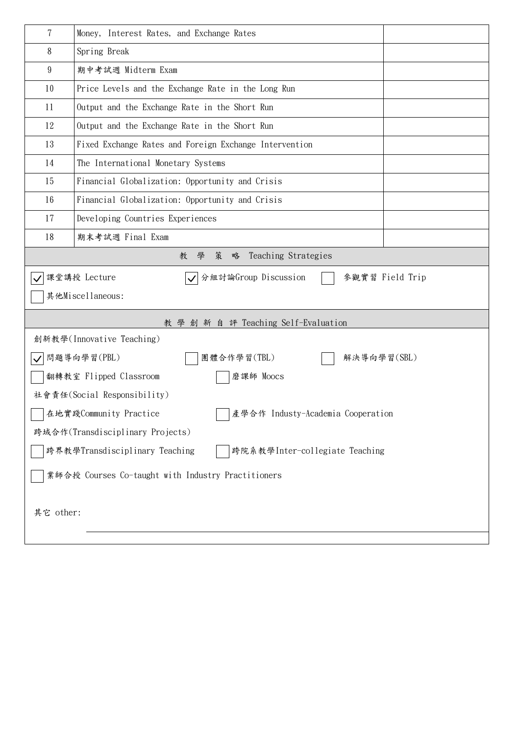| 7 | Money, Interest Rates, and Exchange Rates | |
|---|---|---|
| 8 | Spring Break | |
| 9 | 期中考試週 Midterm Exam | |
| 10 | Price Levels and the Exchange Rate in the Long Run | |
| 11 | Output and the Exchange Rate in the Short Run | |
| 12 | Output and the Exchange Rate in the Short Run | |
| 13 | Fixed Exchange Rates and Foreign Exchange Intervention | |
| 14 | The International Monetary Systems | |
| 15 | Financial Globalization: Opportunity and Crisis | |
| 16 | Financial Globalization: Opportunity and Crisis | |
| 17 | Developing Countries Experiences | |
| 18 | 期末考試週 Final Exam | |

## 教 學 策 略 Teaching Strategies

- [x] 課堂講授 Lecture
- [x] 分組討論Group Discussion
- [ ] 參觀實習 Field Trip
- [ ] 其他Miscellaneous:

## 教 學 創 新 自 評 Teaching Self-Evaluation

創新教學(Innovative Teaching)

- [x] 問題導向學習(PBL)
- [ ] 團體合作學習(TBL)
- [ ] 解決導向學習(SBL)
- [ ] 翻轉教室 Flipped Classroom
- [ ] 磨課師 Moocs

社會責任(Social Responsibility)

- [ ] 在地實踐Community Practice
- [ ] 產學合作 Industy-Academia Cooperation

跨域合作(Transdisciplinary Projects)

- [ ] 跨界教學Transdisciplinary Teaching
- [ ] 跨院系教學Inter-collegiate Teaching
- [ ] 業師合授 Courses Co-taught with Industry Practitioners

其它 other: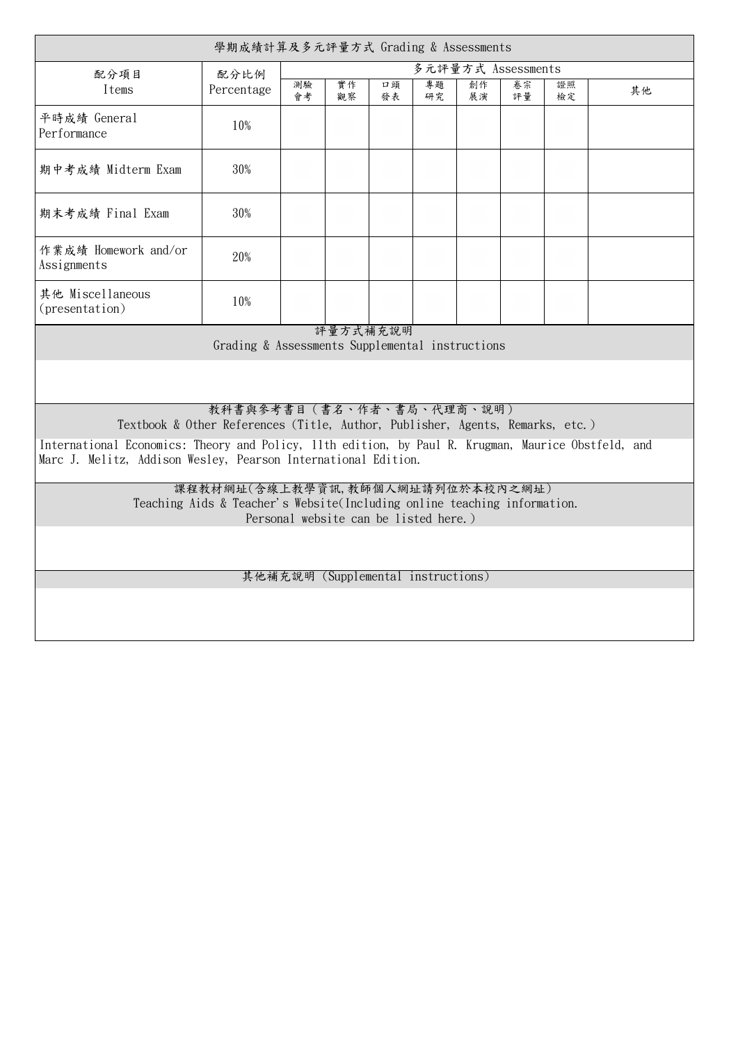## 學期成績計算及多元評量方式 Grading & Assessments

| 配分項目 Items | 配分比例 Percentage | 多元評量方式 Assessments | | | | | | | |
|---|---|---|---|---|---|---|---|---|---|
| | | 測驗會考 | 實作觀察 | 口頭發表 | 專題研究 | 創作展演 | 卷宗評量 | 證照檢定 | 其他 |
| 平時成績 General Performance | 10% | | | | | | | | |
| 期中考成績 Midterm Exam | 30% | | | | | | | | |
| 期末考成績 Final Exam | 30% | | | | | | | | |
| 作業成績 Homework and/or Assignments | 20% | | | | | | | | |
| 其他 Miscellaneous (presentation) | 10% | | | | | | | | |

## 評量方式補充說明
Grading & Assessments Supplemental instructions

## 教科書與參考書目（書名、作者、書局、代理商、說明）
Textbook & Other References (Title, Author, Publisher, Agents, Remarks, etc.)

International Economics: Theory and Policy, 11th edition, by Paul R. Krugman, Maurice Obstfeld, and Marc J. Melitz, Addison Wesley, Pearson International Edition.

## 課程教材網址(含線上教學資訊,教師個人網址請列位於本校內之網址)
Teaching Aids & Teacher's Website(Including online teaching information. Personal website can be listed here.)

## 其他補充說明 (Supplemental instructions)